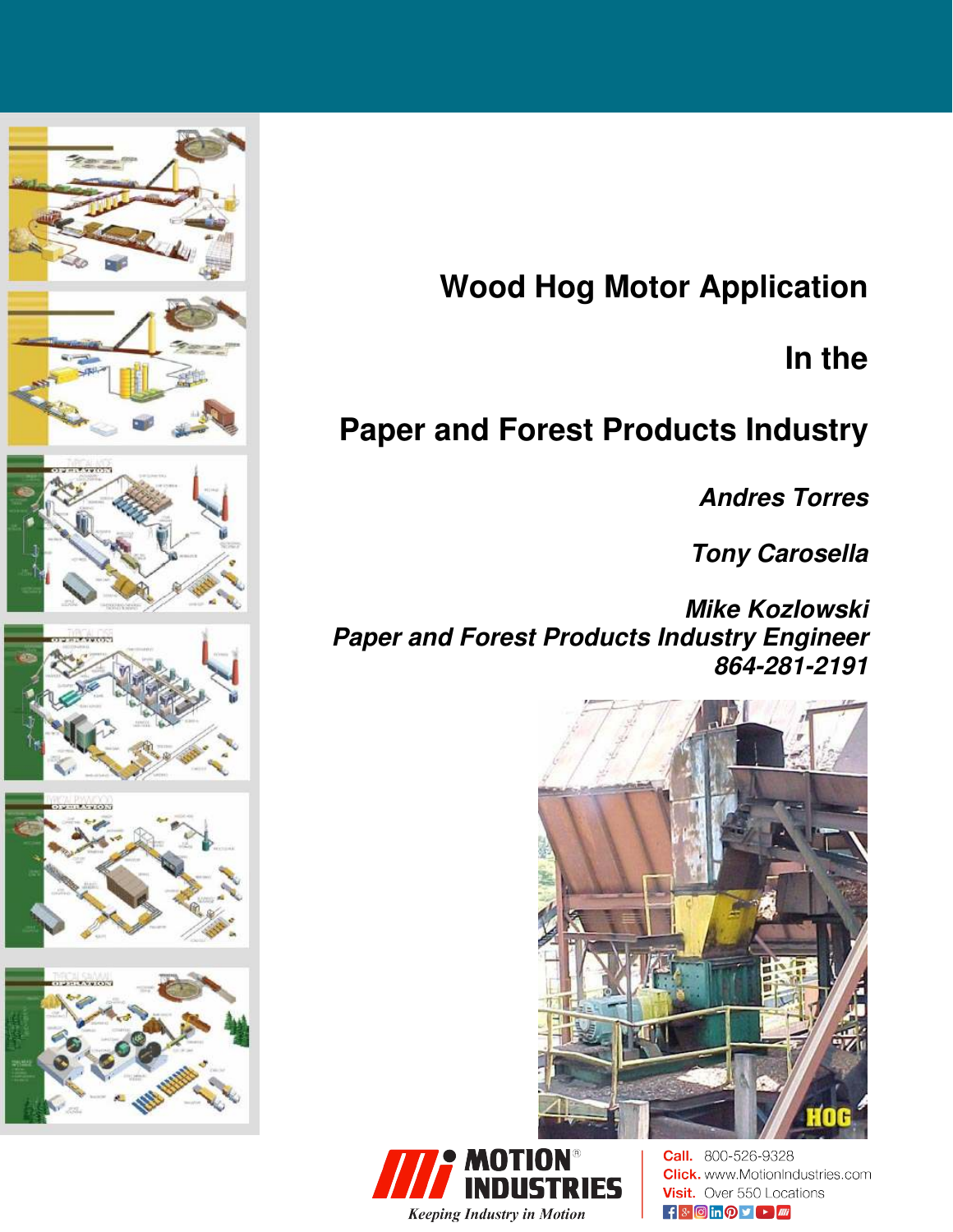# Wood Hog Motor Application

# In the

# Paper and Forest Products Industry

***Andres Torres***

***Tony Carosella***

***Mike Kozlowski***
***Paper and Forest Products Industry Engineer***
***864-281-2191***

MOTION® INDUSTRIES
*Keeping Industry in Motion*

**Call.** 800-526-9328
**Click.** www.MotionIndustries.com
**Visit.** Over 550 Locations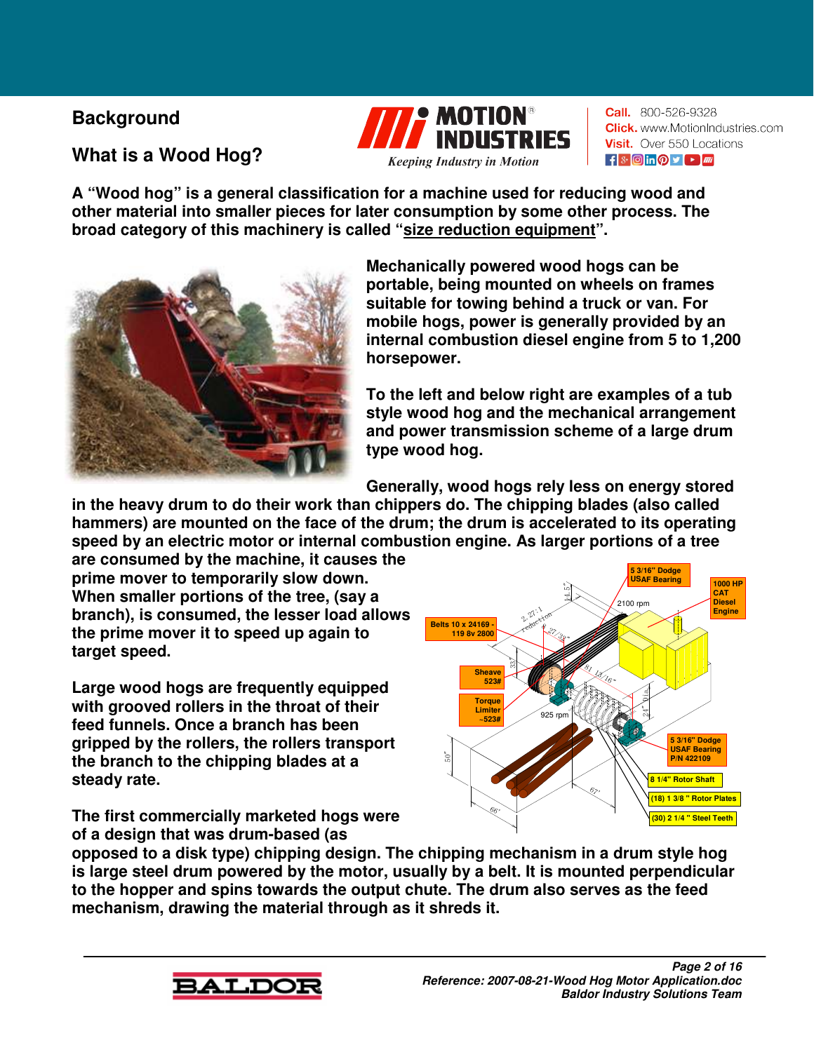## Background

## What is a Wood Hog?

**A "Wood hog" is a general classification for a machine used for reducing wood and other material into smaller pieces for later consumption by some other process. The broad category of this machinery is called "size reduction equipment".**

**Mechanically powered wood hogs can be portable, being mounted on wheels on frames suitable for towing behind a truck or van. For mobile hogs, power is generally provided by an internal combustion diesel engine from 5 to 1,200 horsepower.**

**To the left and below right are examples of a tub style wood hog and the mechanical arrangement and power transmission scheme of a large drum type wood hog.**

**Generally, wood hogs rely less on energy stored in the heavy drum to do their work than chippers do. The chipping blades (also called hammers) are mounted on the face of the drum; the drum is accelerated to its operating speed by an electric motor or internal combustion engine. As larger portions of a tree are consumed by the machine, it causes the prime mover to temporarily slow down. When smaller portions of the tree, (say a branch), is consumed, the lesser load allows the prime mover it to speed up again to target speed.**

**Large wood hogs are frequently equipped with grooved rollers in the throat of their feed funnels. Once a branch has been gripped by the rollers, the rollers transport the branch to the chipping blades at a steady rate.**

**The first commercially marketed hogs were of a design that was drum-based (as opposed to a disk type) chipping design. The chipping mechanism in a drum style hog is large steel drum powered by the motor, usually by a belt. It is mounted perpendicular to the hopper and spins towards the output chute. The drum also serves as the feed mechanism, drawing the material through as it shreds it.**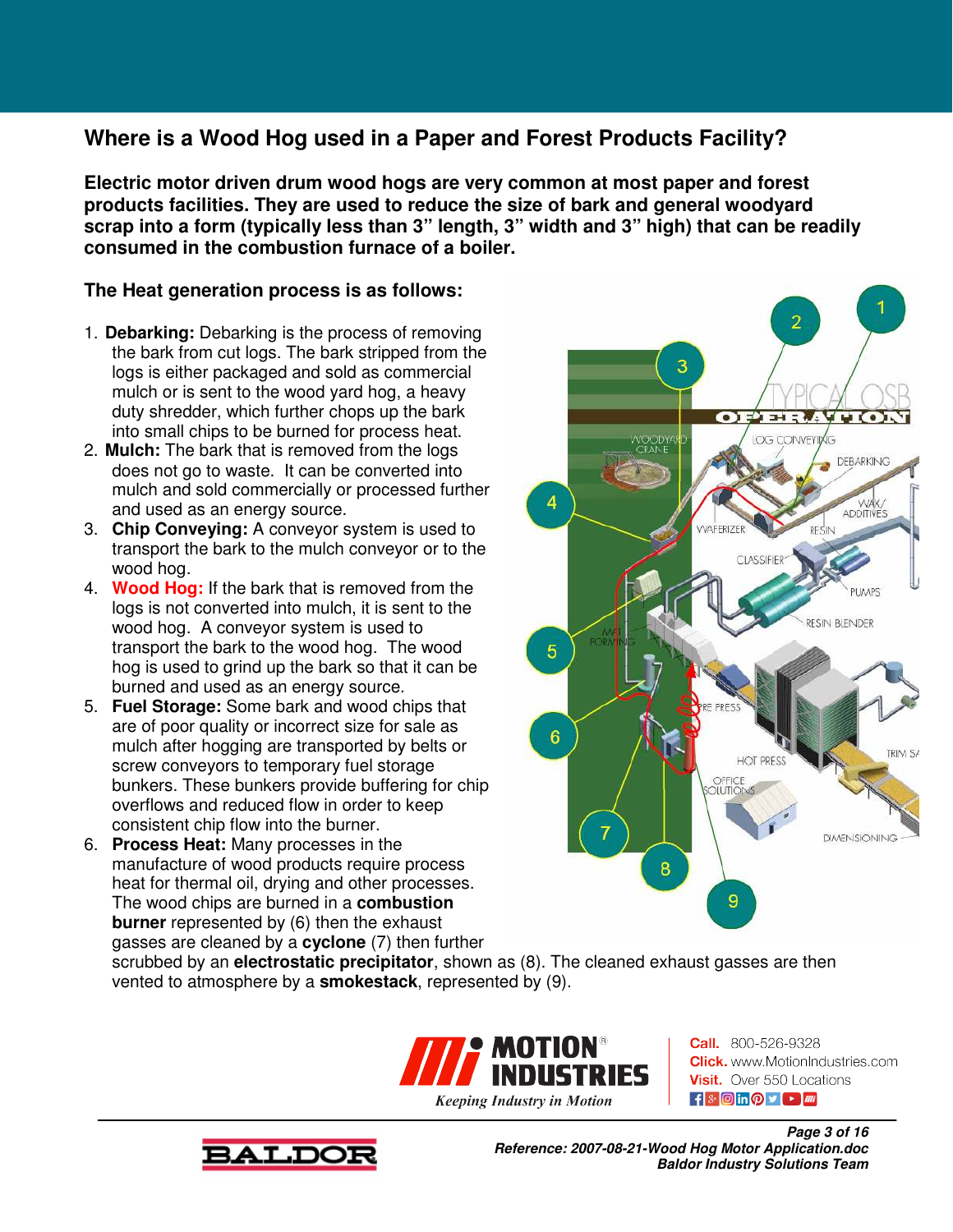## Where is a Wood Hog used in a Paper and Forest Products Facility?

**Electric motor driven drum wood hogs are very common at most paper and forest products facilities. They are used to reduce the size of bark and general woodyard scrap into a form (typically less than 3" length, 3" width and 3" high) that can be readily consumed in the combustion furnace of a boiler.**

### The Heat generation process is as follows:

1. **Debarking:** Debarking is the process of removing the bark from cut logs. The bark stripped from the logs is either packaged and sold as commercial mulch or is sent to the wood yard hog, a heavy duty shredder, which further chops up the bark into small chips to be burned for process heat.
2. **Mulch:** The bark that is removed from the logs does not go to waste. It can be converted into mulch and sold commercially or processed further and used as an energy source.
3. **Chip Conveying:** A conveyor system is used to transport the bark to the mulch conveyor or to the wood hog.
4. **Wood Hog:** If the bark that is removed from the logs is not converted into mulch, it is sent to the wood hog. A conveyor system is used to transport the bark to the wood hog. The wood hog is used to grind up the bark so that it can be burned and used as an energy source.
5. **Fuel Storage:** Some bark and wood chips that are of poor quality or incorrect size for sale as mulch after hogging are transported by belts or screw conveyors to temporary fuel storage bunkers. These bunkers provide buffering for chip overflows and reduced flow in order to keep consistent chip flow into the burner.
6. **Process Heat:** Many processes in the manufacture of wood products require process heat for thermal oil, drying and other processes. The wood chips are burned in a **combustion burner** represented by (6) then the exhaust gasses are cleaned by a **cyclone** (7) then further scrubbed by an **electrostatic precipitator**, shown as (8). The cleaned exhaust gasses are then vented to atmosphere by a **smokestack**, represented by (9).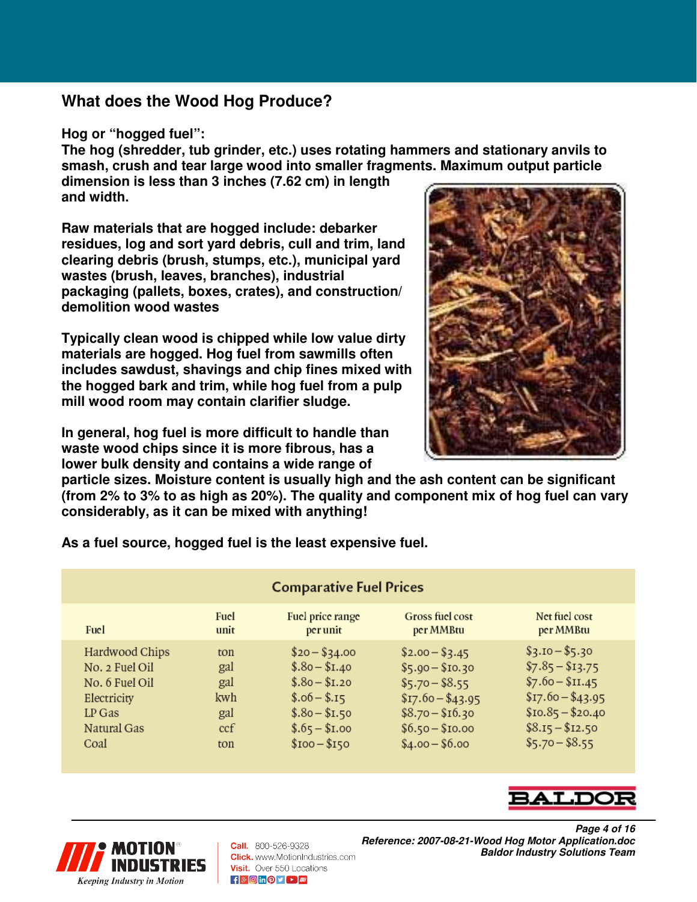## What does the Wood Hog Produce?

**Hog or "hogged fuel":**
**The hog (shredder, tub grinder, etc.) uses rotating hammers and stationary anvils to smash, crush and tear large wood into smaller fragments. Maximum output particle dimension is less than 3 inches (7.62 cm) in length and width.**

**Raw materials that are hogged include: debarker residues, log and sort yard debris, cull and trim, land clearing debris (brush, stumps, etc.), municipal yard wastes (brush, leaves, branches), industrial packaging (pallets, boxes, crates), and construction/ demolition wood wastes**

**Typically clean wood is chipped while low value dirty materials are hogged. Hog fuel from sawmills often includes sawdust, shavings and chip fines mixed with the hogged bark and trim, while hog fuel from a pulp mill wood room may contain clarifier sludge.**

**In general, hog fuel is more difficult to handle than waste wood chips since it is more fibrous, has a lower bulk density and contains a wide range of particle sizes. Moisture content is usually high and the ash content can be significant (from 2% to 3% to as high as 20%). The quality and component mix of hog fuel can vary considerably, as it can be mixed with anything!**

**As a fuel source, hogged fuel is the least expensive fuel.**

**Comparative Fuel Prices**

| Fuel | Fuel unit | Fuel price range per unit | Gross fuel cost per MMBtu | Net fuel cost per MMBtu |
|---|---|---|---|---|
| Hardwood Chips | ton | $20 – $34.00 | $2.00 – $3.45 | $3.10 – $5.30 |
| No. 2 Fuel Oil | gal | $.80 – $1.40 | $5.90 – $10.30 | $7.85 – $13.75 |
| No. 6 Fuel Oil | gal | $.80 – $1.20 | $5.70 – $8.55 | $7.60 – $11.45 |
| Electricity | kwh | $.06 – $.15 | $17.60 – $43.95 | $17.60 – $43.95 |
| LP Gas | gal | $.80 – $1.50 | $8.70 – $16.30 | $10.85 – $20.40 |
| Natural Gas | ccf | $.65 – $1.00 | $6.50 – $10.00 | $8.15 – $12.50 |
| Coal | ton | $100 – $150 | $4.00 – $6.00 | $5.70 – $8.55 |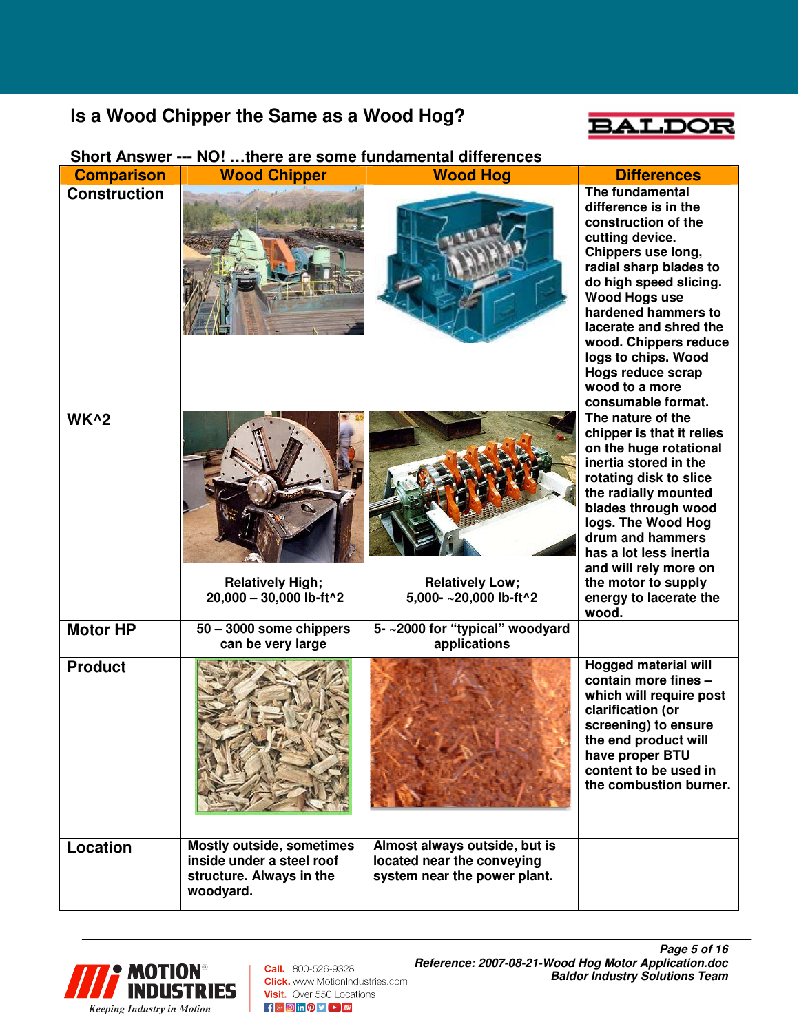## Is a Wood Chipper the Same as a Wood Hog?

**Short Answer --- NO! …there are some fundamental differences**

| Comparison | Wood Chipper | Wood Hog | Differences |
|---|---|---|---|
| **Construction** | | | The fundamental difference is in the construction of the cutting device. Chippers use long, radial sharp blades to do high speed slicing. Wood Hogs use hardened hammers to lacerate and shred the wood. Chippers reduce logs to chips. Wood Hogs reduce scrap wood to a more consumable format. |
| **WK^2** | Relatively High; 20,000 – 30,000 lb-ft^2 | Relatively Low; 5,000- ~20,000 lb-ft^2 | The nature of the chipper is that it relies on the huge rotational inertia stored in the rotating disk to slice the radially mounted blades through wood logs. The Wood Hog drum and hammers has a lot less inertia and will rely more on the motor to supply energy to lacerate the wood. |
| **Motor HP** | 50 – 3000 some chippers can be very large | 5- ~2000 for "typical" woodyard applications | |
| **Product** | | | Hogged material will contain more fines – which will require post clarification (or screening) to ensure the end product will have proper BTU content to be used in the combustion burner. |
| **Location** | Mostly outside, sometimes inside under a steel roof structure. Always in the woodyard. | Almost always outside, but is located near the conveying system near the power plant. | |

*Reference: 2007-08-21-Wood Hog Motor Application.doc*
*Baldor Industry Solutions Team*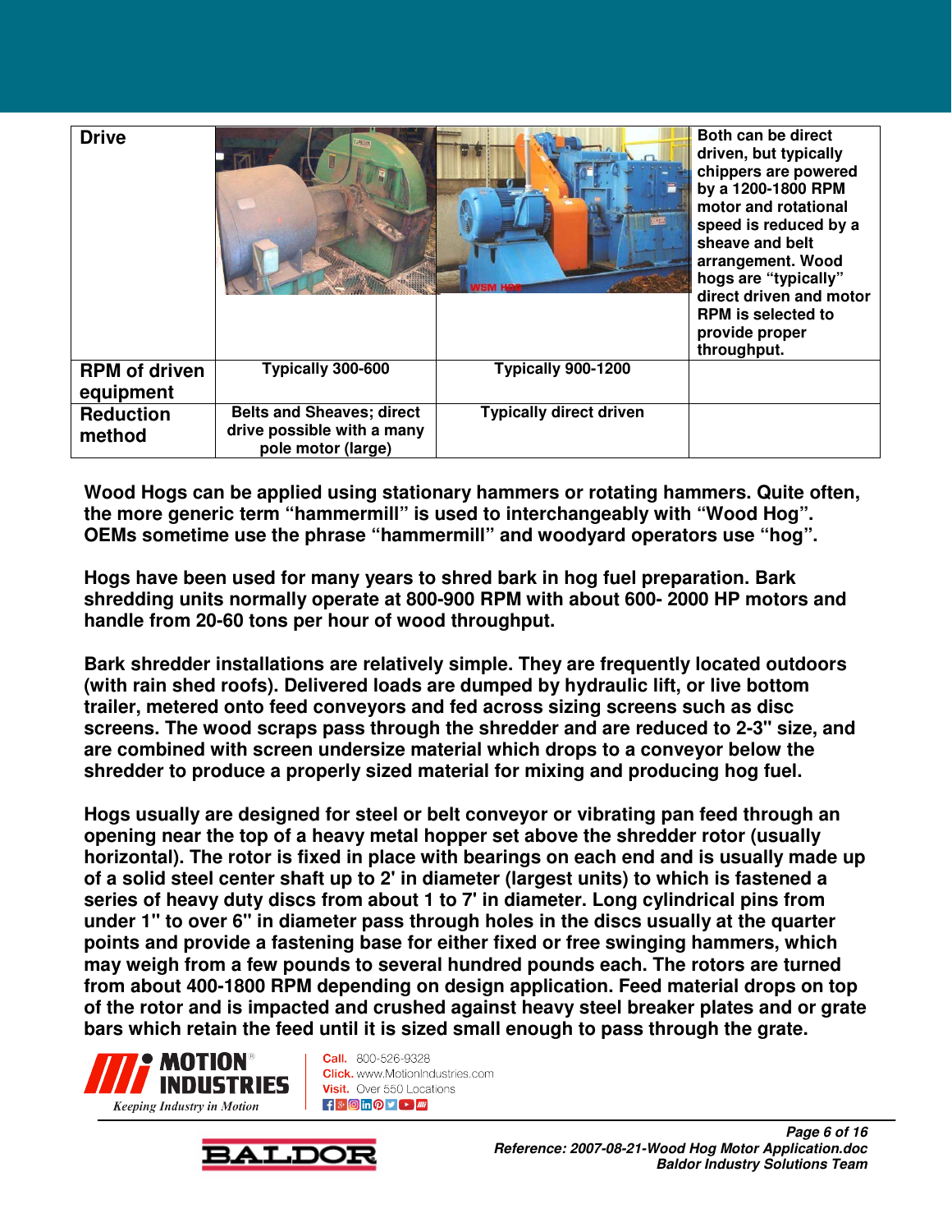| Drive | | | Both can be direct driven, but typically chippers are powered by a 1200-1800 RPM motor and rotational speed is reduced by a sheave and belt arrangement. Wood hogs are "typically" direct driven and motor RPM is selected to provide proper throughput. |
|---|---|---|---|
| RPM of driven equipment | Typically 300-600 | Typically 900-1200 | |
| Reduction method | Belts and Sheaves; direct drive possible with a many pole motor (large) | Typically direct driven | |

**Wood Hogs can be applied using stationary hammers or rotating hammers. Quite often, the more generic term "hammermill" is used to interchangeably with "Wood Hog". OEMs sometime use the phrase "hammermill" and woodyard operators use "hog".**

**Hogs have been used for many years to shred bark in hog fuel preparation. Bark shredding units normally operate at 800-900 RPM with about 600- 2000 HP motors and handle from 20-60 tons per hour of wood throughput.**

**Bark shredder installations are relatively simple. They are frequently located outdoors (with rain shed roofs). Delivered loads are dumped by hydraulic lift, or live bottom trailer, metered onto feed conveyors and fed across sizing screens such as disc screens. The wood scraps pass through the shredder and are reduced to 2-3" size, and are combined with screen undersize material which drops to a conveyor below the shredder to produce a properly sized material for mixing and producing hog fuel.**

**Hogs usually are designed for steel or belt conveyor or vibrating pan feed through an opening near the top of a heavy metal hopper set above the shredder rotor (usually horizontal). The rotor is fixed in place with bearings on each end and is usually made up of a solid steel center shaft up to 2' in diameter (largest units) to which is fastened a series of heavy duty discs from about 1 to 7' in diameter. Long cylindrical pins from under 1" to over 6" in diameter pass through holes in the discs usually at the quarter points and provide a fastening base for either fixed or free swinging hammers, which may weigh from a few pounds to several hundred pounds each. The rotors are turned from about 400-1800 RPM depending on design application. Feed material drops on top of the rotor and is impacted and crushed against heavy steel breaker plates and or grate bars which retain the feed until it is sized small enough to pass through the grate.**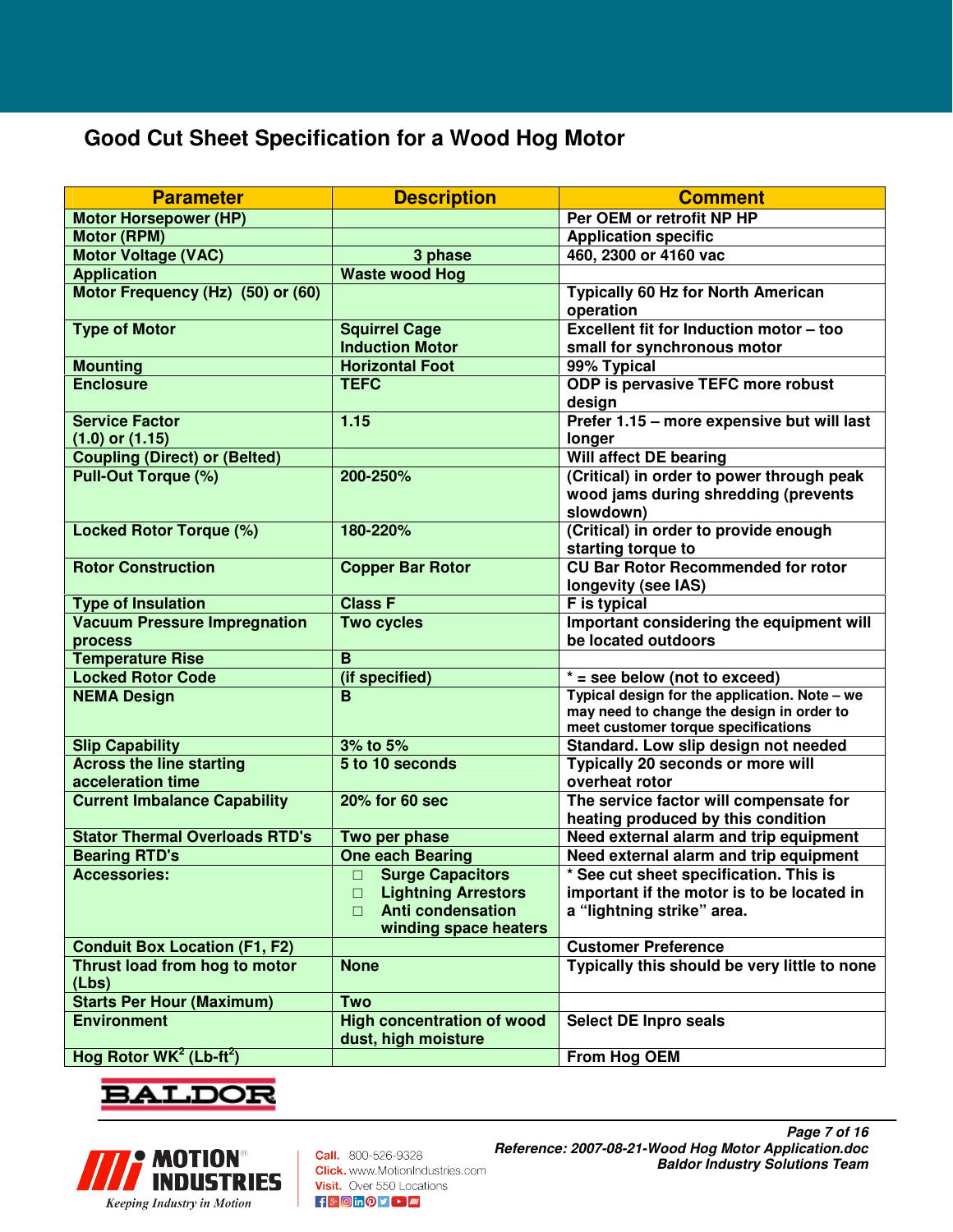## Good Cut Sheet Specification for a Wood Hog Motor

| Parameter | Description | Comment |
|---|---|---|
| Motor Horsepower (HP) | | Per OEM or retrofit NP HP |
| Motor (RPM) | | Application specific |
| Motor Voltage (VAC) | 3 phase | 460, 2300 or 4160 vac |
| Application | Waste wood Hog | |
| Motor Frequency (Hz) (50) or (60) | | Typically 60 Hz for North American operation |
| Type of Motor | Squirrel Cage Induction Motor | Excellent fit for Induction motor – too small for synchronous motor |
| Mounting | Horizontal Foot | 99% Typical |
| Enclosure | TEFC | ODP is pervasive TEFC more robust design |
| Service Factor (1.0) or (1.15) | 1.15 | Prefer 1.15 – more expensive but will last longer |
| Coupling (Direct) or (Belted) | | Will affect DE bearing |
| Pull-Out Torque (%) | 200-250% | (Critical) in order to power through peak wood jams during shredding (prevents slowdown) |
| Locked Rotor Torque (%) | 180-220% | (Critical) in order to provide enough starting torque to |
| Rotor Construction | Copper Bar Rotor | CU Bar Rotor Recommended for rotor longevity (see IAS) |
| Type of Insulation | Class F | F is typical |
| Vacuum Pressure Impregnation process | Two cycles | Important considering the equipment will be located outdoors |
| Temperature Rise | B | |
| Locked Rotor Code | (if specified) | * = see below (not to exceed) |
| NEMA Design | B | Typical design for the application. Note – we may need to change the design in order to meet customer torque specifications |
| Slip Capability | 3% to 5% | Standard. Low slip design not needed |
| Across the line starting acceleration time | 5 to 10 seconds | Typically 20 seconds or more will overheat rotor |
| Current Imbalance Capability | 20% for 60 sec | The service factor will compensate for heating produced by this condition |
| Stator Thermal Overloads RTD's | Two per phase | Need external alarm and trip equipment |
| Bearing RTD's | One each Bearing | Need external alarm and trip equipment |
| Accessories: | ☐ Surge Capacitors<br>☐ Lightning Arrestors<br>☐ Anti condensation winding space heaters | * See cut sheet specification. This is important if the motor is to be located in a "lightning strike" area. |
| Conduit Box Location (F1, F2) | | Customer Preference |
| Thrust load from hog to motor (Lbs) | None | Typically this should be very little to none |
| Starts Per Hour (Maximum) | Two | |
| Environment | High concentration of wood dust, high moisture | Select DE Inpro seals |
| Hog Rotor $WK^2$ ($Lb\text{-}ft^2$) | | From Hog OEM |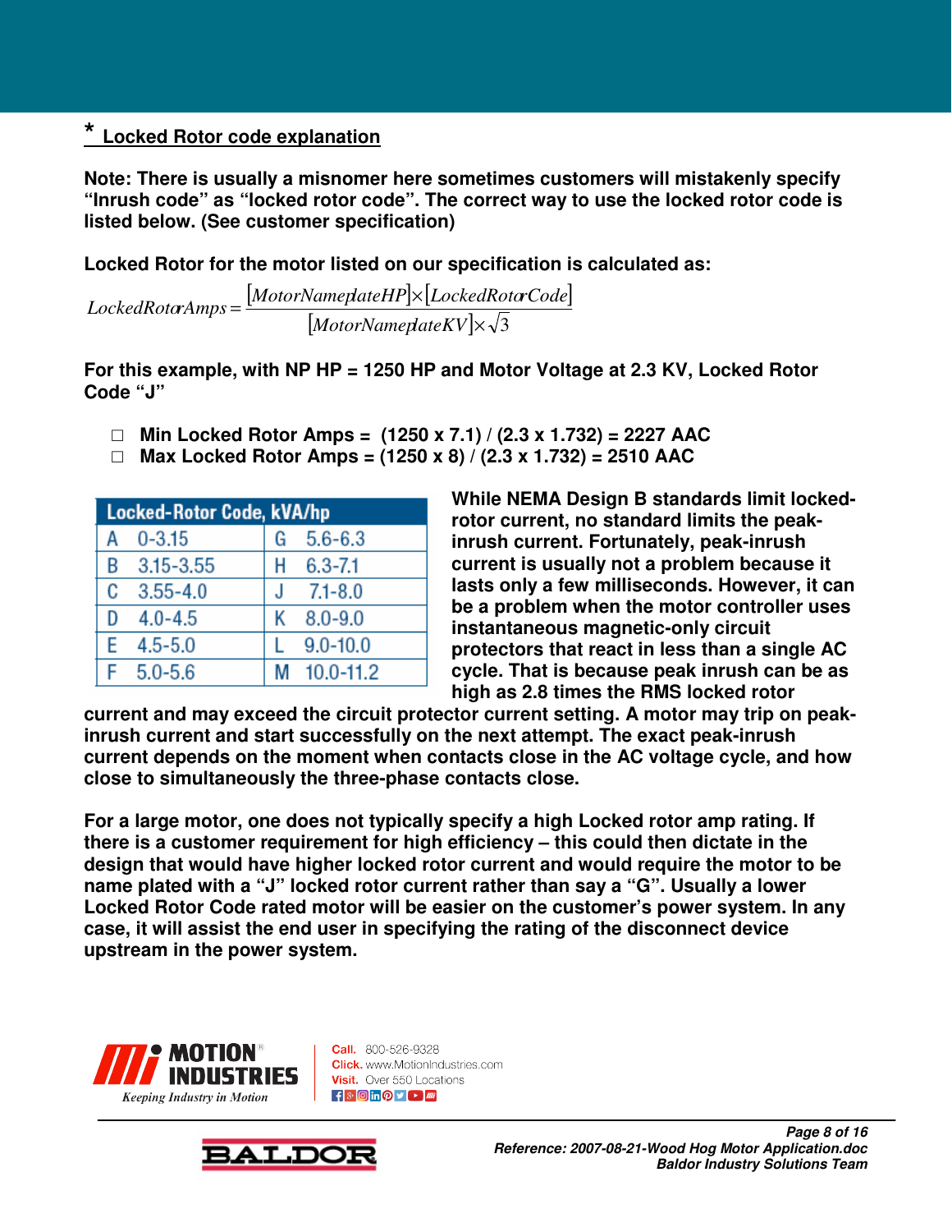## * Locked Rotor code explanation

**Note: There is usually a misnomer here sometimes customers will mistakenly specify "Inrush code" as "locked rotor code". The correct way to use the locked rotor code is listed below. (See customer specification)**

**Locked Rotor for the motor listed on our specification is calculated as:**

$$LockedRotorAmps = \frac{[MotorNameplateHP] \times [LockedRotorCode]}{[MotorNameplateKV] \times \sqrt{3}}$$

**For this example, with NP HP = 1250 HP and Motor Voltage at 2.3 KV, Locked Rotor Code "J"**

- **Min Locked Rotor Amps = (1250 x 7.1) / (2.3 x 1.732) = 2227 AAC**
- **Max Locked Rotor Amps = (1250 x 8) / (2.3 x 1.732) = 2510 AAC**

| Locked-Rotor Code, kVA/hp | | | |
|---|---|---|---|
| A | 0-3.15 | G | 5.6-6.3 |
| B | 3.15-3.55 | H | 6.3-7.1 |
| C | 3.55-4.0 | J | 7.1-8.0 |
| D | 4.0-4.5 | K | 8.0-9.0 |
| E | 4.5-5.0 | L | 9.0-10.0 |
| F | 5.0-5.6 | M | 10.0-11.2 |

**While NEMA Design B standards limit locked-rotor current, no standard limits the peak-inrush current. Fortunately, peak-inrush current is usually not a problem because it lasts only a few milliseconds. However, it can be a problem when the motor controller uses instantaneous magnetic-only circuit protectors that react in less than a single AC cycle. That is because peak inrush can be as high as 2.8 times the RMS locked rotor current and may exceed the circuit protector current setting. A motor may trip on peak-inrush current and start successfully on the next attempt. The exact peak-inrush current depends on the moment when contacts close in the AC voltage cycle, and how close to simultaneously the three-phase contacts close.**

**For a large motor, one does not typically specify a high Locked rotor amp rating. If there is a customer requirement for high efficiency – this could then dictate in the design that would have higher locked rotor current and would require the motor to be name plated with a "J" locked rotor current rather than say a "G". Usually a lower Locked Rotor Code rated motor will be easier on the customer's power system. In any case, it will assist the end user in specifying the rating of the disconnect device upstream in the power system.**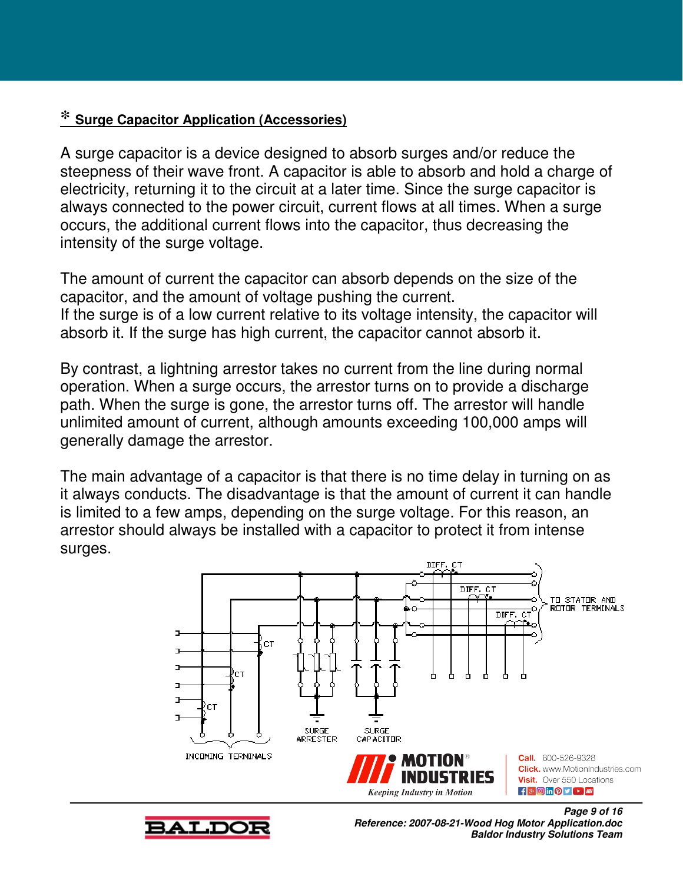**\* Surge Capacitor Application (Accessories)**

A surge capacitor is a device designed to absorb surges and/or reduce the steepness of their wave front. A capacitor is able to absorb and hold a charge of electricity, returning it to the circuit at a later time. Since the surge capacitor is always connected to the power circuit, current flows at all times. When a surge occurs, the additional current flows into the capacitor, thus decreasing the intensity of the surge voltage.

The amount of current the capacitor can absorb depends on the size of the capacitor, and the amount of voltage pushing the current.
If the surge is of a low current relative to its voltage intensity, the capacitor will absorb it. If the surge has high current, the capacitor cannot absorb it.

By contrast, a lightning arrestor takes no current from the line during normal operation. When a surge occurs, the arrestor turns on to provide a discharge path. When the surge is gone, the arrestor turns off. The arrestor will handle unlimited amount of current, although amounts exceeding 100,000 amps will generally damage the arrestor.

The main advantage of a capacitor is that there is no time delay in turning on as it always conducts. The disadvantage is that the amount of current it can handle is limited to a few amps, depending on the surge voltage. For this reason, an arrestor should always be installed with a capacitor to protect it from intense surges.

DIFF. CT
DIFF. CT
DIFF. CT
TO STATOR AND ROTOR TERMINALS
CT
CT
CT
INCOMING TERMINALS
SURGE ARRESTER
SURGE CAPACITOR

MOTION INDUSTRIES
Keeping Industry in Motion
Call. 800-526-9328
Click. www.MotionIndustries.com
Visit. Over 550 Locations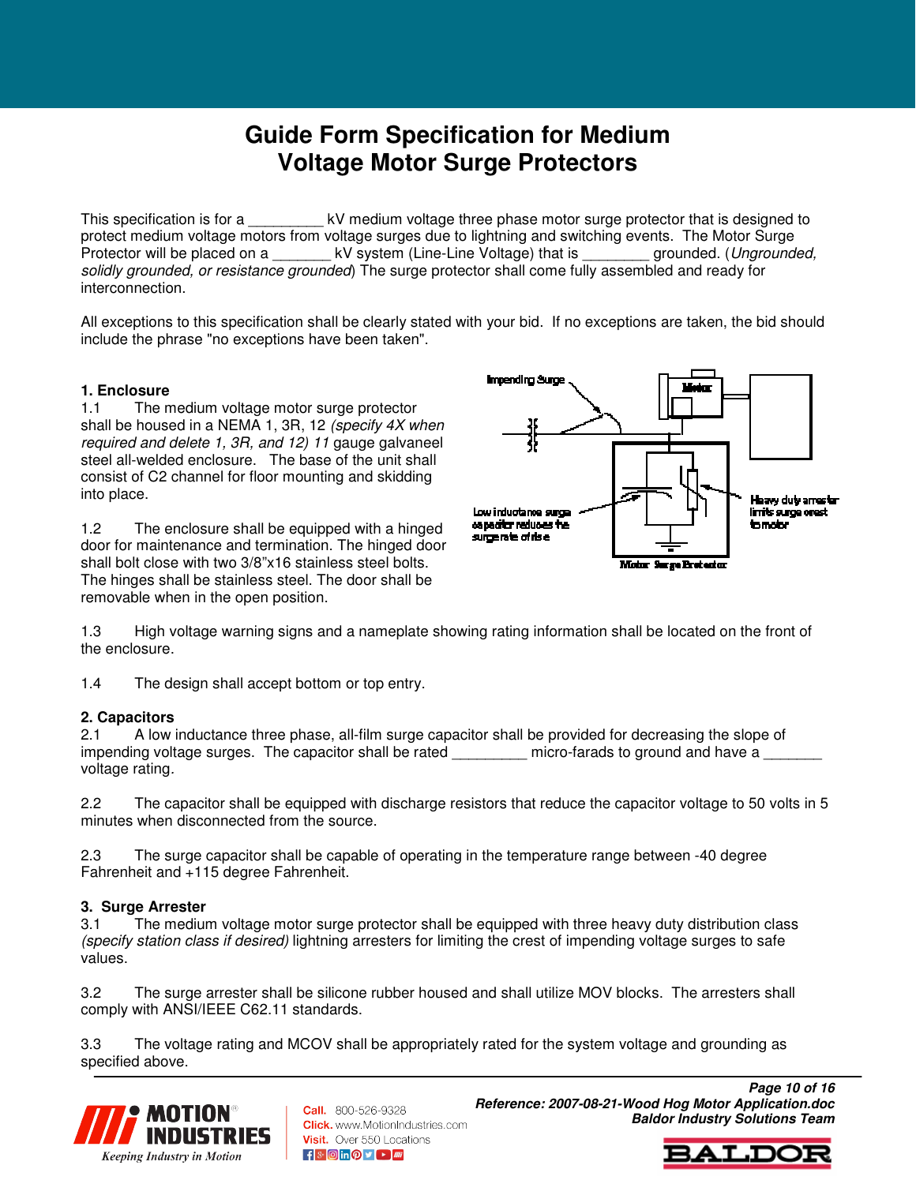# Guide Form Specification for Medium Voltage Motor Surge Protectors

This specification is for a _________ kV medium voltage three phase motor surge protector that is designed to protect medium voltage motors from voltage surges due to lightning and switching events. The Motor Surge Protector will be placed on a _______ kV system (Line-Line Voltage) that is ________ grounded. (*Ungrounded, solidly grounded, or resistance grounded*) The surge protector shall come fully assembled and ready for interconnection.

All exceptions to this specification shall be clearly stated with your bid. If no exceptions are taken, the bid should include the phrase "no exceptions have been taken".

**1. Enclosure**

1.1 The medium voltage motor surge protector shall be housed in a NEMA 1, 3R, 12 *(specify 4X when required and delete 1, 3R, and 12) 11* gauge galvaneel steel all-welded enclosure. The base of the unit shall consist of C2 channel for floor mounting and skidding into place.

1.2 The enclosure shall be equipped with a hinged door for maintenance and termination. The hinged door shall bolt close with two 3/8"x16 stainless steel bolts. The hinges shall be stainless steel. The door shall be removable when in the open position.

1.3 High voltage warning signs and a nameplate showing rating information shall be located on the front of the enclosure.

1.4 The design shall accept bottom or top entry.

**2. Capacitors**

2.1 A low inductance three phase, all-film surge capacitor shall be provided for decreasing the slope of impending voltage surges. The capacitor shall be rated _________ micro-farads to ground and have a _______ voltage rating.

2.2 The capacitor shall be equipped with discharge resistors that reduce the capacitor voltage to 50 volts in 5 minutes when disconnected from the source.

2.3 The surge capacitor shall be capable of operating in the temperature range between -40 degree Fahrenheit and +115 degree Fahrenheit.

**3. Surge Arrester**

3.1 The medium voltage motor surge protector shall be equipped with three heavy duty distribution class *(specify station class if desired)* lightning arresters for limiting the crest of impending voltage surges to safe values.

3.2 The surge arrester shall be silicone rubber housed and shall utilize MOV blocks. The arresters shall comply with ANSI/IEEE C62.11 standards.

3.3 The voltage rating and MCOV shall be appropriately rated for the system voltage and grounding as specified above.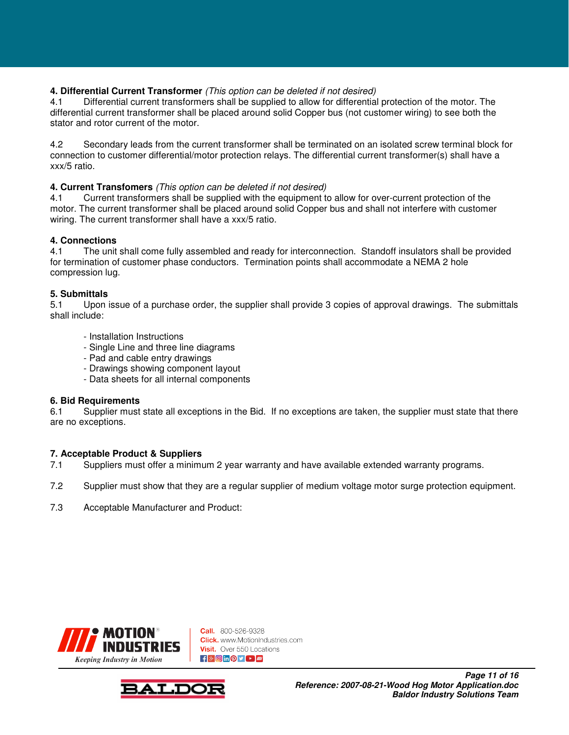**4. Differential Current Transformer** *(This option can be deleted if not desired)*

4.1 Differential current transformers shall be supplied to allow for differential protection of the motor. The differential current transformer shall be placed around solid Copper bus (not customer wiring) to see both the stator and rotor current of the motor.

4.2 Secondary leads from the current transformer shall be terminated on an isolated screw terminal block for connection to customer differential/motor protection relays. The differential current transformer(s) shall have a xxx/5 ratio.

**4. Current Transfomers** *(This option can be deleted if not desired)*

4.1 Current transformers shall be supplied with the equipment to allow for over-current protection of the motor. The current transformer shall be placed around solid Copper bus and shall not interfere with customer wiring. The current transformer shall have a xxx/5 ratio.

**4. Connections**

4.1 The unit shall come fully assembled and ready for interconnection. Standoff insulators shall be provided for termination of customer phase conductors. Termination points shall accommodate a NEMA 2 hole compression lug.

**5. Submittals**

5.1 Upon issue of a purchase order, the supplier shall provide 3 copies of approval drawings. The submittals shall include:

- Installation Instructions
- Single Line and three line diagrams
- Pad and cable entry drawings
- Drawings showing component layout
- Data sheets for all internal components

**6. Bid Requirements**

6.1 Supplier must state all exceptions in the Bid. If no exceptions are taken, the supplier must state that there are no exceptions.

**7. Acceptable Product & Suppliers**

7.1 Suppliers must offer a minimum 2 year warranty and have available extended warranty programs.

7.2 Supplier must show that they are a regular supplier of medium voltage motor surge protection equipment.

7.3 Acceptable Manufacturer and Product: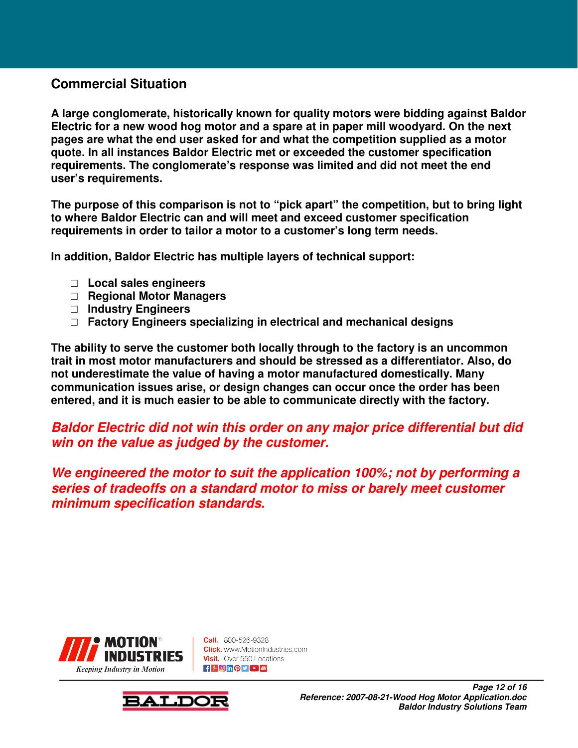## Commercial Situation

**A large conglomerate, historically known for quality motors were bidding against Baldor Electric for a new wood hog motor and a spare at in paper mill woodyard. On the next pages are what the end user asked for and what the competition supplied as a motor quote. In all instances Baldor Electric met or exceeded the customer specification requirements. The conglomerate's response was limited and did not meet the end user's requirements.**

**The purpose of this comparison is not to "pick apart" the competition, but to bring light to where Baldor Electric can and will meet and exceed customer specification requirements in order to tailor a motor to a customer's long term needs.**

**In addition, Baldor Electric has multiple layers of technical support:**

- **Local sales engineers**
- **Regional Motor Managers**
- **Industry Engineers**
- **Factory Engineers specializing in electrical and mechanical designs**

**The ability to serve the customer both locally through to the factory is an uncommon trait in most motor manufacturers and should be stressed as a differentiator. Also, do not underestimate the value of having a motor manufactured domestically. Many communication issues arise, or design changes can occur once the order has been entered, and it is much easier to be able to communicate directly with the factory.**

***Baldor Electric did not win this order on any major price differential but did win on the value as judged by the customer.***

***We engineered the motor to suit the application 100%; not by performing a series of tradeoffs on a standard motor to miss or barely meet customer minimum specification standards.***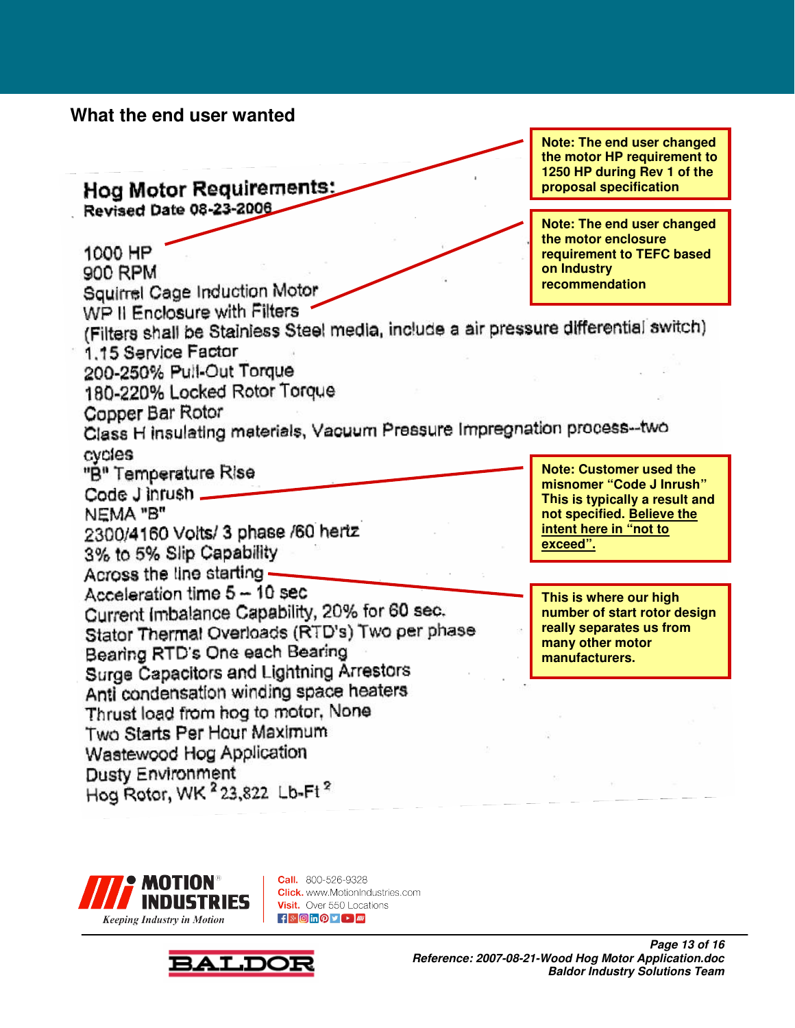## What the end user wanted

**Hog Motor Requirements:**
**Revised Date 08-23-2006**

1000 HP
900 RPM
Squirrel Cage Induction Motor
WP II Enclosure with Filters
(Filters shall be Stainless Steel media, include a air pressure differential switch)
1.15 Service Factor
200-250% Pull-Out Torque
180-220% Locked Rotor Torque
Copper Bar Rotor
Class H insulating materials, Vacuum Pressure Impregnation process--two cycles
"B" Temperature Rise
Code J inrush
NEMA "B"
2300/4160 Volts/ 3 phase /60 hertz
3% to 5% Slip Capability
Across the line starting
Acceleration time 5 – 10 sec
Current Imbalance Capability, 20% for 60 sec.
Stator Thermal Overloads (RTD's) Two per phase
Bearing RTD's One each Bearing
Surge Capacitors and Lightning Arrestors
Anti condensation winding space heaters
Thrust load from hog to motor, None
Two Starts Per Hour Maximum
Wastewood Hog Application
Dusty Environment
Hog Rotor, WK $^2$ 23,822 Lb-Ft $^2$

**Note: The end user changed the motor HP requirement to 1250 HP during Rev 1 of the proposal specification**

**Note: The end user changed the motor enclosure requirement to TEFC based on Industry recommendation**

**Note: Customer used the misnomer "Code J Inrush" This is typically a result and not specified. <u>Believe the intent here in "not to exceed".</u>**

**This is where our high number of start rotor design really separates us from many other motor manufacturers.**

MOTION INDUSTRIES
*Keeping Industry in Motion*

**Call.** 800-526-9328
**Click.** www.MotionIndustries.com
**Visit.** Over 550 Locations

***Reference: 2007-08-21-Wood Hog Motor Application.doc***
***Baldor Industry Solutions Team***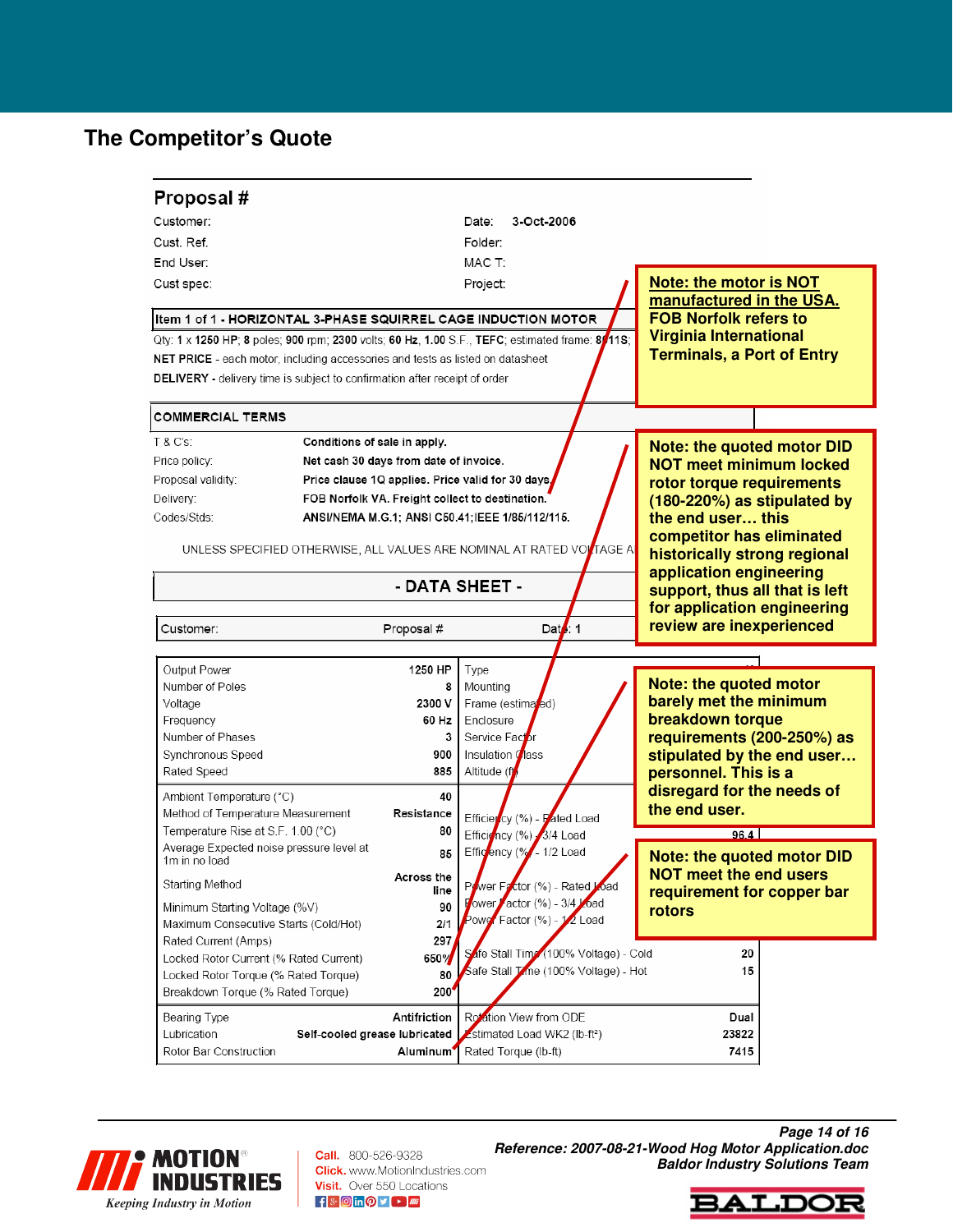## The Competitor's Quote

# Proposal #

| | | | |
|---|---|---|---|
| Customer: | | Date: | 3-Oct-2006 |
| Cust. Ref. | | Folder: | |
| End User: | | MAC T: | |
| Cust spec: | | Project: | |

**Item 1 of 1 - HORIZONTAL 3-PHASE SQUIRREL CAGE INDUCTION MOTOR**

Qty: **1** x **1250** HP; **8** poles; **900** rpm; **2300** volts; **60** Hz, **1.00** S.F., **TEFC**; estimated frame: 8011S;

**NET PRICE** - each motor, including accessories and tests as listed on datasheet

**DELIVERY** - delivery time is subject to confirmation after receipt of order

**COMMERCIAL TERMS**

| | |
|---|---|
| T & C's: | **Conditions of sale in apply.** |
| Price policy: | **Net cash 30 days from date of invoice.** |
| Proposal validity: | **Price clause 1Q applies. Price valid for 30 days.** |
| Delivery: | **FOB Norfolk VA. Freight collect to destination.** |
| Codes/Stds: | **ANSI/NEMA M.G.1; ANSI C50.41;IEEE 1/85/112/115.** |

UNLESS SPECIFIED OTHERWISE, ALL VALUES ARE NOMINAL AT RATED VOLTAGE A

**- DATA SHEET -**

| Customer: | Proposal # | Date: 1 |
|---|---|---|

| | | | |
|---|---|---|---|
| Output Power | 1250 HP | Type | |
| Number of Poles | 8 | Mounting | |
| Voltage | 2300 V | Frame (estimated) | |
| Frequency | 60 Hz | Enclosure | |
| Number of Phases | 3 | Service Factor | |
| Synchronous Speed | 900 | Insulation Class | |
| Rated Speed | 885 | Altitude (ft) | |
| Ambient Temperature (°C) | 40 | | |
| Method of Temperature Measurement | Resistance | Efficiency (%) - Rated Load | |
| Temperature Rise at S.F. 1.00 (°C) | 80 | Efficiency (%) - 3/4 Load | 96.4 |
| Average Expected noise pressure level at 1m in no load | 85 | Efficiency (%) - 1/2 Load | |
| Starting Method | Across the line | Power Factor (%) - Rated Load | |
| Minimum Starting Voltage (%V) | 90 | Power Factor (%) - 3/4 Load | |
| Maximum Consecutive Starts (Cold/Hot) | 2/1 | Power Factor (%) - 1/2 Load | |
| Rated Current (Amps) | 297 | | |
| Locked Rotor Current (% Rated Current) | 650% | Safe Stall Time (100% Voltage) - Cold | 20 |
| Locked Rotor Torque (% Rated Torque) | 80 | Safe Stall Time (100% Voltage) - Hot | 15 |
| Breakdown Torque (% Rated Torque) | 200 | | |
| Bearing Type | Antifriction | Rotation View from ODE | Dual |
| Lubrication | Self-cooled grease lubricated | Estimated Load WK2 (lb-ft²) | 23822 |
| Rotor Bar Construction | Aluminum | Rated Torque (lb-ft) | 7415 |

**Note: the motor is NOT manufactured in the USA.** **FOB Norfolk refers to Virginia International Terminals, a Port of Entry**

**Note: the quoted motor DID NOT meet minimum locked rotor torque requirements (180-220%) as stipulated by the end user… this competitor has eliminated historically strong regional application engineering support, thus all that is left for application engineering review are inexperienced**

**Note: the quoted motor barely met the minimum breakdown torque requirements (200-250%) as stipulated by the end user… personnel. This is a disregard for the needs of the end user.**

**Note: the quoted motor DID NOT meet the end users requirement for copper bar rotors**

**Reference: 2007-08-21-Wood Hog Motor Application.doc**
**Baldor Industry Solutions Team**

MOTION INDUSTRIES — Keeping Industry in Motion
Call. 800-526-9328
Click. www.MotionIndustries.com
Visit. Over 550 Locations

BALDOR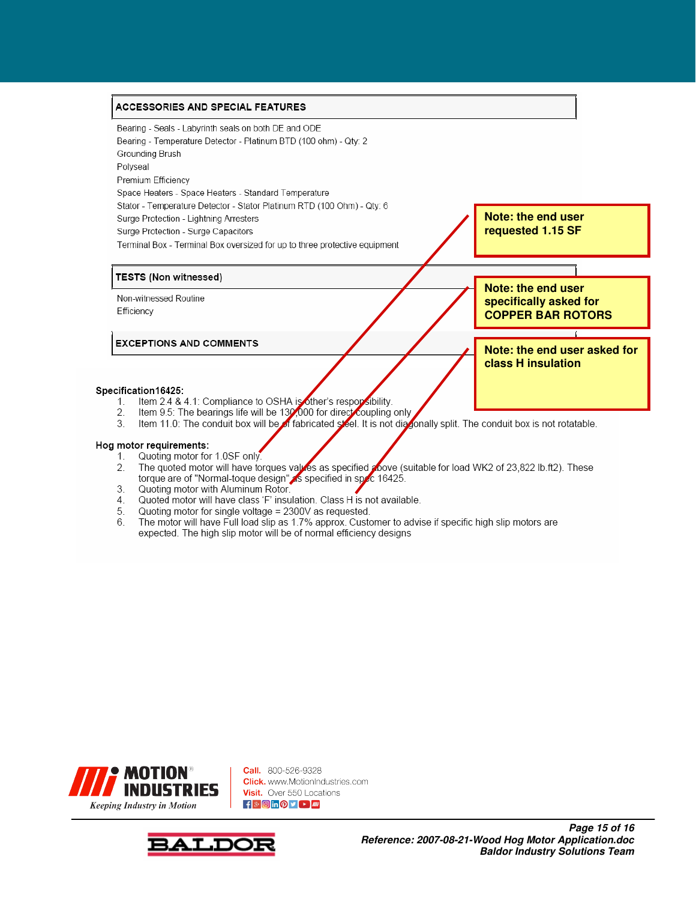## ACCESSORIES AND SPECIAL FEATURES

Bearing - Seals - Labyrinth seals on both DE and ODE
Bearing - Temperature Detector - Platinum BTD (100 ohm) - Qty: 2
Grounding Brush
Polyseal
Premium Efficiency
Space Heaters - Space Heaters - Standard Temperature
Stator - Temperature Detector - Stator Platinum RTD (100 Ohm) - Qty: 6
Surge Protection - Lightning Arresters
Surge Protection - Surge Capacitors
Terminal Box - Terminal Box oversized for up to three protective equipment

## TESTS (Non witnessed)

Non-witnessed Routine
Efficiency

## EXCEPTIONS AND COMMENTS

**Note: the end user requested 1.15 SF**

**Note: the end user specifically asked for COPPER BAR ROTORS**

**Note: the end user asked for class H insulation**

**Specification16425:**

1. Item 2.4 & 4.1: Compliance to OSHA is other's responsibility.
2. Item 9.5: The bearings life will be 130,000 for direct coupling only
3. Item 11.0: The conduit box will be of fabricated steel. It is not diagonally split. The conduit box is not rotatable.

**Hog motor requirements:**

1. Quoting motor for 1.0SF only.
2. The quoted motor will have torques values as specified above (suitable for load WK2 of 23,822 lb.ft2). These torque are of "Normal-toque design" as specified in spec 16425.
3. Quoting motor with Aluminum Rotor.
4. Quoted motor will have class 'F' insulation. Class H is not available.
5. Quoting motor for single voltage = 2300V as requested.
6. The motor will have Full load slip as 1.7% approx. Customer to advise if specific high slip motors are expected. The high slip motor will be of normal efficiency designs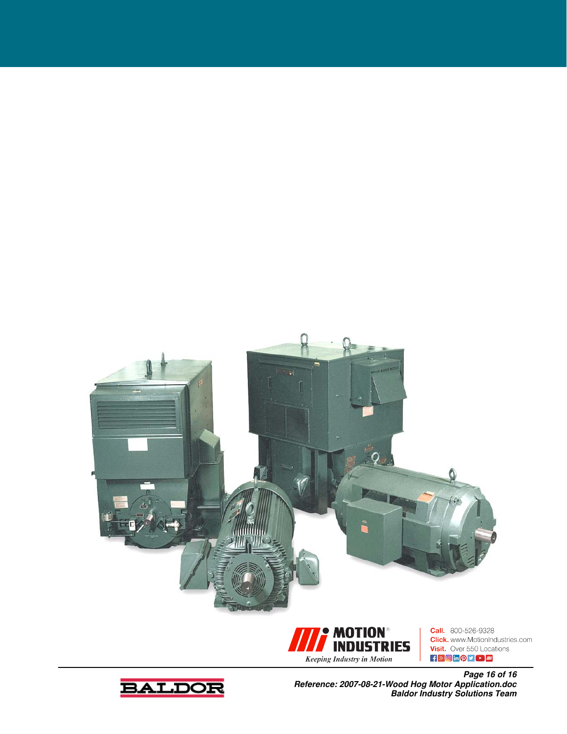MOTION INDUSTRIES®
Keeping Industry in Motion

**Call.** 800-526-9328
**Click.** www.MotionIndustries.com
**Visit.** Over 550 Locations